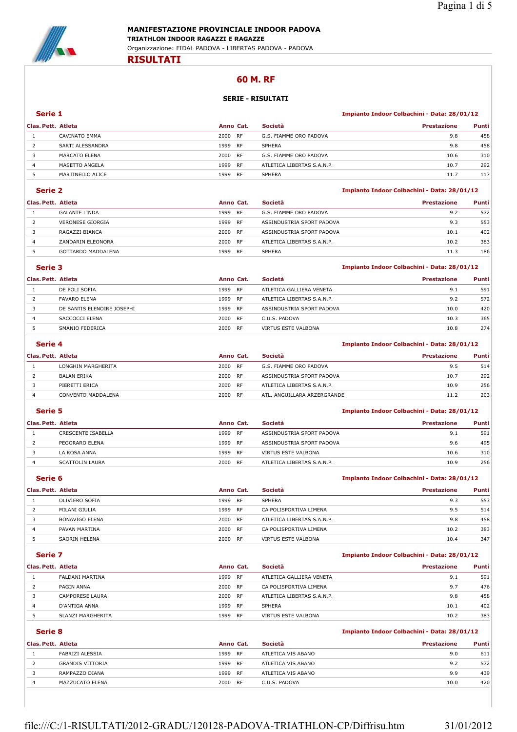# MANIFESTAZIONE PROVINCIALE INDOOR PADOVA

**TRIATHLON INDOOR RAGAZZI E RAGAZZE**

Organizzazione: FIDAL PADOVA - LIBERTAS PADOVA - PADOVA

## RISULTATI

## 60 M. RF

### SERIE - RISULTATI

### Serie 1

**Impianto Indoor Colbachini - Data: 28/01/12**

| Clas. | Pett. | Atleta | Anno | Cat. | Società | Prestazione | Punti |
|---|---|---|---|---|---|---|---|
| 1 | | CAVINATO EMMA | 2000 | RF | G.S. FIAMME ORO PADOVA | 9.8 | 458 |
| 2 | | SARTI ALESSANDRA | 1999 | RF | SPHERA | 9.8 | 458 |
| 3 | | MARCATO ELENA | 2000 | RF | G.S. FIAMME ORO PADOVA | 10.6 | 310 |
| 4 | | MASETTO ANGELA | 1999 | RF | ATLETICA LIBERTAS S.A.N.P. | 10.7 | 292 |
| 5 | | MARTINELLO ALICE | 1999 | RF | SPHERA | 11.7 | 117 |

### Serie 2

**Impianto Indoor Colbachini - Data: 28/01/12**

| Clas. | Pett. | Atleta | Anno | Cat. | Società | Prestazione | Punti |
|---|---|---|---|---|---|---|---|
| 1 | | GALANTE LINDA | 1999 | RF | G.S. FIAMME ORO PADOVA | 9.2 | 572 |
| 2 | | VERONESE GIORGIA | 1999 | RF | ASSINDUSTRIA SPORT PADOVA | 9.3 | 553 |
| 3 | | RAGAZZI BIANCA | 2000 | RF | ASSINDUSTRIA SPORT PADOVA | 10.1 | 402 |
| 4 | | ZANDARIN ELEONORA | 2000 | RF | ATLETICA LIBERTAS S.A.N.P. | 10.2 | 383 |
| 5 | | GOTTARDO MADDALENA | 1999 | RF | SPHERA | 11.3 | 186 |

### Serie 3

**Impianto Indoor Colbachini - Data: 28/01/12**

| Clas. | Pett. | Atleta | Anno | Cat. | Società | Prestazione | Punti |
|---|---|---|---|---|---|---|---|
| 1 | | DE POLI SOFIA | 1999 | RF | ATLETICA GALLIERA VENETA | 9.1 | 591 |
| 2 | | FAVARO ELENA | 1999 | RF | ATLETICA LIBERTAS S.A.N.P. | 9.2 | 572 |
| 3 | | DE SANTIS ELENOIRE JOSEPHI | 1999 | RF | ASSINDUSTRIA SPORT PADOVA | 10.0 | 420 |
| 4 | | SACCOCCI ELENA | 2000 | RF | C.U.S. PADOVA | 10.3 | 365 |
| 5 | | SMANIO FEDERICA | 2000 | RF | VIRTUS ESTE VALBONA | 10.8 | 274 |

### Serie 4

**Impianto Indoor Colbachini - Data: 28/01/12**

| Clas. | Pett. | Atleta | Anno | Cat. | Società | Prestazione | Punti |
|---|---|---|---|---|---|---|---|
| 1 | | LONGHIN MARGHERITA | 2000 | RF | G.S. FIAMME ORO PADOVA | 9.5 | 514 |
| 2 | | BALAN ERIKA | 2000 | RF | ASSINDUSTRIA SPORT PADOVA | 10.7 | 292 |
| 3 | | PIERETTI ERICA | 2000 | RF | ATLETICA LIBERTAS S.A.N.P. | 10.9 | 256 |
| 4 | | CONVENTO MADDALENA | 2000 | RF | ATL. ANGUILLARA ARZERGRANDE | 11.2 | 203 |

### Serie 5

**Impianto Indoor Colbachini - Data: 28/01/12**

| Clas. | Pett. | Atleta | Anno | Cat. | Società | Prestazione | Punti |
|---|---|---|---|---|---|---|---|
| 1 | | CRESCENTE ISABELLA | 1999 | RF | ASSINDUSTRIA SPORT PADOVA | 9.1 | 591 |
| 2 | | PEGORARO ELENA | 1999 | RF | ASSINDUSTRIA SPORT PADOVA | 9.6 | 495 |
| 3 | | LA ROSA ANNA | 1999 | RF | VIRTUS ESTE VALBONA | 10.6 | 310 |
| 4 | | SCATTOLIN LAURA | 2000 | RF | ATLETICA LIBERTAS S.A.N.P. | 10.9 | 256 |

### Serie 6

**Impianto Indoor Colbachini - Data: 28/01/12**

| Clas. | Pett. | Atleta | Anno | Cat. | Società | Prestazione | Punti |
|---|---|---|---|---|---|---|---|
| 1 | | OLIVIERO SOFIA | 1999 | RF | SPHERA | 9.3 | 553 |
| 2 | | MILANI GIULIA | 1999 | RF | CA POLISPORTIVA LIMENA | 9.5 | 514 |
| 3 | | BONAVIGO ELENA | 2000 | RF | ATLETICA LIBERTAS S.A.N.P. | 9.8 | 458 |
| 4 | | PAVAN MARTINA | 2000 | RF | CA POLISPORTIVA LIMENA | 10.2 | 383 |
| 5 | | SAORIN HELENA | 2000 | RF | VIRTUS ESTE VALBONA | 10.4 | 347 |

### Serie 7

**Impianto Indoor Colbachini - Data: 28/01/12**

| Clas. | Pett. | Atleta | Anno | Cat. | Società | Prestazione | Punti |
|---|---|---|---|---|---|---|---|
| 1 | | FALDANI MARTINA | 1999 | RF | ATLETICA GALLIERA VENETA | 9.1 | 591 |
| 2 | | PAGIN ANNA | 2000 | RF | CA POLISPORTIVA LIMENA | 9.7 | 476 |
| 3 | | CAMPORESE LAURA | 2000 | RF | ATLETICA LIBERTAS S.A.N.P. | 9.8 | 458 |
| 4 | | D'ANTIGA ANNA | 1999 | RF | SPHERA | 10.1 | 402 |
| 5 | | SLANZI MARGHERITA | 1999 | RF | VIRTUS ESTE VALBONA | 10.2 | 383 |

### Serie 8

**Impianto Indoor Colbachini - Data: 28/01/12**

| Clas. | Pett. | Atleta | Anno | Cat. | Società | Prestazione | Punti |
|---|---|---|---|---|---|---|---|
| 1 | | FABRIZI ALESSIA | 1999 | RF | ATLETICA VIS ABANO | 9.0 | 611 |
| 2 | | GRANDIS VITTORIA | 1999 | RF | ATLETICA VIS ABANO | 9.2 | 572 |
| 3 | | RAMPAZZO DIANA | 1999 | RF | ATLETICA VIS ABANO | 9.9 | 439 |
| 4 | | MAZZUCATO ELENA | 2000 | RF | C.U.S. PADOVA | 10.0 | 420 |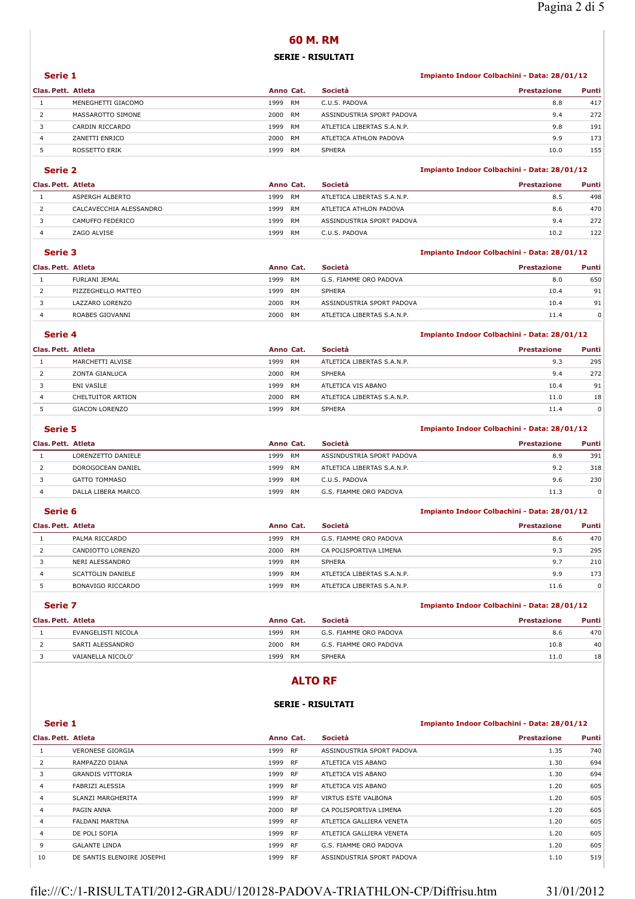# 60 M. RM

## SERIE - RISULTATI

### Serie 1

**Impianto Indoor Colbachini - Data: 28/01/12**

| Clas. | Pett. | Atleta | Anno | Cat. | Società | Prestazione | Punti |
|---|---|---|---|---|---|---|---|
| 1 | | MENEGHETTI GIACOMO | 1999 | RM | C.U.S. PADOVA | 8.8 | 417 |
| 2 | | MASSAROTTO SIMONE | 2000 | RM | ASSINDUSTRIA SPORT PADOVA | 9.4 | 272 |
| 3 | | CARDIN RICCARDO | 1999 | RM | ATLETICA LIBERTAS S.A.N.P. | 9.8 | 191 |
| 4 | | ZANETTI ENRICO | 2000 | RM | ATLETICA ATHLON PADOVA | 9.9 | 173 |
| 5 | | ROSSETTO ERIK | 1999 | RM | SPHERA | 10.0 | 155 |

### Serie 2

**Impianto Indoor Colbachini - Data: 28/01/12**

| Clas. | Pett. | Atleta | Anno | Cat. | Società | Prestazione | Punti |
|---|---|---|---|---|---|---|---|
| 1 | | ASPERGH ALBERTO | 1999 | RM | ATLETICA LIBERTAS S.A.N.P. | 8.5 | 498 |
| 2 | | CALCAVECCHIA ALESSANDRO | 1999 | RM | ATLETICA ATHLON PADOVA | 8.6 | 470 |
| 3 | | CAMUFFO FEDERICO | 1999 | RM | ASSINDUSTRIA SPORT PADOVA | 9.4 | 272 |
| 4 | | ZAGO ALVISE | 1999 | RM | C.U.S. PADOVA | 10.2 | 122 |

### Serie 3

**Impianto Indoor Colbachini - Data: 28/01/12**

| Clas. | Pett. | Atleta | Anno | Cat. | Società | Prestazione | Punti |
|---|---|---|---|---|---|---|---|
| 1 | | FURLANI JEMAL | 1999 | RM | G.S. FIAMME ORO PADOVA | 8.0 | 650 |
| 2 | | PIZZEGHELLO MATTEO | 1999 | RM | SPHERA | 10.4 | 91 |
| 3 | | LAZZARO LORENZO | 2000 | RM | ASSINDUSTRIA SPORT PADOVA | 10.4 | 91 |
| 4 | | ROABES GIOVANNI | 2000 | RM | ATLETICA LIBERTAS S.A.N.P. | 11.4 | 0 |

### Serie 4

**Impianto Indoor Colbachini - Data: 28/01/12**

| Clas. | Pett. | Atleta | Anno | Cat. | Società | Prestazione | Punti |
|---|---|---|---|---|---|---|---|
| 1 | | MARCHETTI ALVISE | 1999 | RM | ATLETICA LIBERTAS S.A.N.P. | 9.3 | 295 |
| 2 | | ZONTA GIANLUCA | 2000 | RM | SPHERA | 9.4 | 272 |
| 3 | | ENI VASILE | 1999 | RM | ATLETICA VIS ABANO | 10.4 | 91 |
| 4 | | CHELTUITOR ARTION | 2000 | RM | ATLETICA LIBERTAS S.A.N.P. | 11.0 | 18 |
| 5 | | GIACON LORENZO | 1999 | RM | SPHERA | 11.4 | 0 |

### Serie 5

**Impianto Indoor Colbachini - Data: 28/01/12**

| Clas. | Pett. | Atleta | Anno | Cat. | Società | Prestazione | Punti |
|---|---|---|---|---|---|---|---|
| 1 | | LORENZETTO DANIELE | 1999 | RM | ASSINDUSTRIA SPORT PADOVA | 8.9 | 391 |
| 2 | | DOROGOCEAN DANIEL | 1999 | RM | ATLETICA LIBERTAS S.A.N.P. | 9.2 | 318 |
| 3 | | GATTO TOMMASO | 1999 | RM | C.U.S. PADOVA | 9.6 | 230 |
| 4 | | DALLA LIBERA MARCO | 1999 | RM | G.S. FIAMME ORO PADOVA | 11.3 | 0 |

### Serie 6

**Impianto Indoor Colbachini - Data: 28/01/12**

| Clas. | Pett. | Atleta | Anno | Cat. | Società | Prestazione | Punti |
|---|---|---|---|---|---|---|---|
| 1 | | PALMA RICCARDO | 1999 | RM | G.S. FIAMME ORO PADOVA | 8.6 | 470 |
| 2 | | CANDIOTTO LORENZO | 2000 | RM | CA POLISPORTIVA LIMENA | 9.3 | 295 |
| 3 | | NERI ALESSANDRO | 1999 | RM | SPHERA | 9.7 | 210 |
| 4 | | SCATTOLIN DANIELE | 1999 | RM | ATLETICA LIBERTAS S.A.N.P. | 9.9 | 173 |
| 5 | | BONAVIGO RICCARDO | 1999 | RM | ATLETICA LIBERTAS S.A.N.P. | 11.6 | 0 |

### Serie 7

**Impianto Indoor Colbachini - Data: 28/01/12**

| Clas. | Pett. | Atleta | Anno | Cat. | Società | Prestazione | Punti |
|---|---|---|---|---|---|---|---|
| 1 | | EVANGELISTI NICOLA | 1999 | RM | G.S. FIAMME ORO PADOVA | 8.6 | 470 |
| 2 | | SARTI ALESSANDRO | 2000 | RM | G.S. FIAMME ORO PADOVA | 10.8 | 40 |
| 3 | | VAIANELLA NICOLO' | 1999 | RM | SPHERA | 11.0 | 18 |

# ALTO RF

## SERIE - RISULTATI

### Serie 1

**Impianto Indoor Colbachini - Data: 28/01/12**

| Clas. | Pett. | Atleta | Anno | Cat. | Società | Prestazione | Punti |
|---|---|---|---|---|---|---|---|
| 1 | | VERONESE GIORGIA | 1999 | RF | ASSINDUSTRIA SPORT PADOVA | 1.35 | 740 |
| 2 | | RAMPAZZO DIANA | 1999 | RF | ATLETICA VIS ABANO | 1.30 | 694 |
| 3 | | GRANDIS VITTORIA | 1999 | RF | ATLETICA VIS ABANO | 1.30 | 694 |
| 4 | | FABRIZI ALESSIA | 1999 | RF | ATLETICA VIS ABANO | 1.20 | 605 |
| 4 | | SLANZI MARGHERITA | 1999 | RF | VIRTUS ESTE VALBONA | 1.20 | 605 |
| 4 | | PAGIN ANNA | 2000 | RF | CA POLISPORTIVA LIMENA | 1.20 | 605 |
| 4 | | FALDANI MARTINA | 1999 | RF | ATLETICA GALLIERA VENETA | 1.20 | 605 |
| 4 | | DE POLI SOFIA | 1999 | RF | ATLETICA GALLIERA VENETA | 1.20 | 605 |
| 9 | | GALANTE LINDA | 1999 | RF | G.S. FIAMME ORO PADOVA | 1.20 | 605 |
| 10 | | DE SANTIS ELENOIRE JOSEPHI | 1999 | RF | ASSINDUSTRIA SPORT PADOVA | 1.10 | 519 |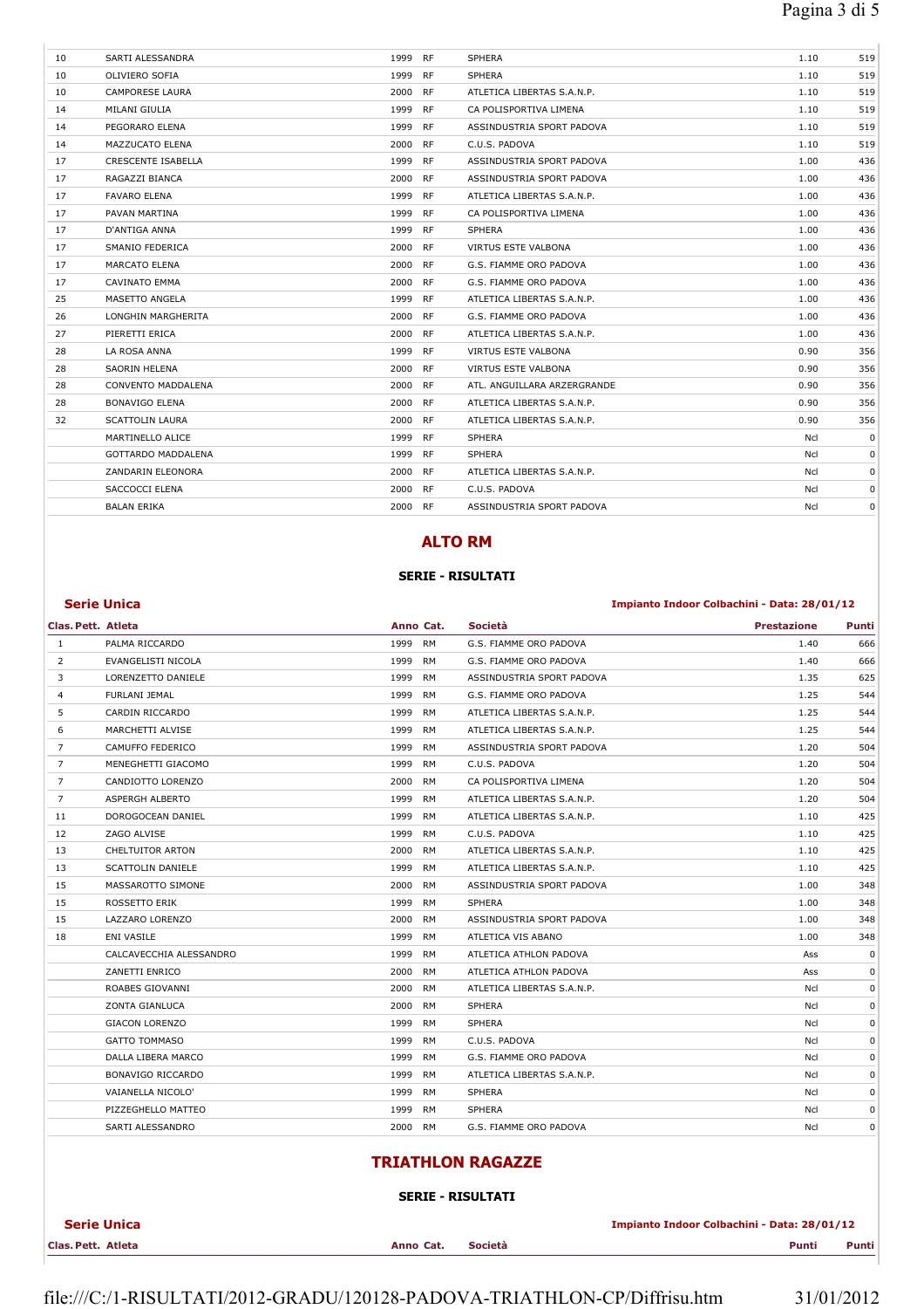| | | | | | | |
|---|---|---|---|---|---|---|
| 10 | SARTI ALESSANDRA | 1999 | RF | SPHERA | 1.10 | 519 |
| 10 | OLIVIERO SOFIA | 1999 | RF | SPHERA | 1.10 | 519 |
| 10 | CAMPORESE LAURA | 2000 | RF | ATLETICA LIBERTAS S.A.N.P. | 1.10 | 519 |
| 14 | MILANI GIULIA | 1999 | RF | CA POLISPORTIVA LIMENA | 1.10 | 519 |
| 14 | PEGORARO ELENA | 1999 | RF | ASSINDUSTRIA SPORT PADOVA | 1.10 | 519 |
| 14 | MAZZUCATO ELENA | 2000 | RF | C.U.S. PADOVA | 1.10 | 519 |
| 17 | CRESCENTE ISABELLA | 1999 | RF | ASSINDUSTRIA SPORT PADOVA | 1.00 | 436 |
| 17 | RAGAZZI BIANCA | 2000 | RF | ASSINDUSTRIA SPORT PADOVA | 1.00 | 436 |
| 17 | FAVARO ELENA | 1999 | RF | ATLETICA LIBERTAS S.A.N.P. | 1.00 | 436 |
| 17 | PAVAN MARTINA | 1999 | RF | CA POLISPORTIVA LIMENA | 1.00 | 436 |
| 17 | D'ANTIGA ANNA | 1999 | RF | SPHERA | 1.00 | 436 |
| 17 | SMANIO FEDERICA | 2000 | RF | VIRTUS ESTE VALBONA | 1.00 | 436 |
| 17 | MARCATO ELENA | 2000 | RF | G.S. FIAMME ORO PADOVA | 1.00 | 436 |
| 17 | CAVINATO EMMA | 2000 | RF | G.S. FIAMME ORO PADOVA | 1.00 | 436 |
| 25 | MASETTO ANGELA | 1999 | RF | ATLETICA LIBERTAS S.A.N.P. | 1.00 | 436 |
| 26 | LONGHIN MARGHERITA | 2000 | RF | G.S. FIAMME ORO PADOVA | 1.00 | 436 |
| 27 | PIERETTI ERICA | 2000 | RF | ATLETICA LIBERTAS S.A.N.P. | 1.00 | 436 |
| 28 | LA ROSA ANNA | 1999 | RF | VIRTUS ESTE VALBONA | 0.90 | 356 |
| 28 | SAORIN HELENA | 2000 | RF | VIRTUS ESTE VALBONA | 0.90 | 356 |
| 28 | CONVENTO MADDALENA | 2000 | RF | ATL. ANGUILLARA ARZERGRANDE | 0.90 | 356 |
| 28 | BONAVIGO ELENA | 2000 | RF | ATLETICA LIBERTAS S.A.N.P. | 0.90 | 356 |
| 32 | SCATTOLIN LAURA | 2000 | RF | ATLETICA LIBERTAS S.A.N.P. | 0.90 | 356 |
| | MARTINELLO ALICE | 1999 | RF | SPHERA | Ncl | 0 |
| | GOTTARDO MADDALENA | 1999 | RF | SPHERA | Ncl | 0 |
| | ZANDARIN ELEONORA | 2000 | RF | ATLETICA LIBERTAS S.A.N.P. | Ncl | 0 |
| | SACCOCCI ELENA | 2000 | RF | C.U.S. PADOVA | Ncl | 0 |
| | BALAN ERIKA | 2000 | RF | ASSINDUSTRIA SPORT PADOVA | Ncl | 0 |

## ALTO RM

### SERIE - RISULTATI

**Serie Unica** — **Impianto Indoor Colbachini - Data: 28/01/12**

| Clas. Pett. | Atleta | Anno | Cat. | Società | Prestazione | Punti |
|---|---|---|---|---|---|---|
| 1 | PALMA RICCARDO | 1999 | RM | G.S. FIAMME ORO PADOVA | 1.40 | 666 |
| 2 | EVANGELISTI NICOLA | 1999 | RM | G.S. FIAMME ORO PADOVA | 1.40 | 666 |
| 3 | LORENZETTO DANIELE | 1999 | RM | ASSINDUSTRIA SPORT PADOVA | 1.35 | 625 |
| 4 | FURLANI JEMAL | 1999 | RM | G.S. FIAMME ORO PADOVA | 1.25 | 544 |
| 5 | CARDIN RICCARDO | 1999 | RM | ATLETICA LIBERTAS S.A.N.P. | 1.25 | 544 |
| 6 | MARCHETTI ALVISE | 1999 | RM | ATLETICA LIBERTAS S.A.N.P. | 1.25 | 544 |
| 7 | CAMUFFO FEDERICO | 1999 | RM | ASSINDUSTRIA SPORT PADOVA | 1.20 | 504 |
| 7 | MENEGHETTI GIACOMO | 1999 | RM | C.U.S. PADOVA | 1.20 | 504 |
| 7 | CANDIOTTO LORENZO | 2000 | RM | CA POLISPORTIVA LIMENA | 1.20 | 504 |
| 7 | ASPERGH ALBERTO | 1999 | RM | ATLETICA LIBERTAS S.A.N.P. | 1.20 | 504 |
| 11 | DOROGOCEAN DANIEL | 1999 | RM | ATLETICA LIBERTAS S.A.N.P. | 1.10 | 425 |
| 12 | ZAGO ALVISE | 1999 | RM | C.U.S. PADOVA | 1.10 | 425 |
| 13 | CHELTUITOR ARTON | 2000 | RM | ATLETICA LIBERTAS S.A.N.P. | 1.10 | 425 |
| 13 | SCATTOLIN DANIELE | 1999 | RM | ATLETICA LIBERTAS S.A.N.P. | 1.10 | 425 |
| 15 | MASSAROTTO SIMONE | 2000 | RM | ASSINDUSTRIA SPORT PADOVA | 1.00 | 348 |
| 15 | ROSSETTO ERIK | 1999 | RM | SPHERA | 1.00 | 348 |
| 15 | LAZZARO LORENZO | 2000 | RM | ASSINDUSTRIA SPORT PADOVA | 1.00 | 348 |
| 18 | ENI VASILE | 1999 | RM | ATLETICA VIS ABANO | 1.00 | 348 |
| | CALCAVECCHIA ALESSANDRO | 1999 | RM | ATLETICA ATHLON PADOVA | Ass | 0 |
| | ZANETTI ENRICO | 2000 | RM | ATLETICA ATHLON PADOVA | Ass | 0 |
| | ROABES GIOVANNI | 2000 | RM | ATLETICA LIBERTAS S.A.N.P. | Ncl | 0 |
| | ZONTA GIANLUCA | 2000 | RM | SPHERA | Ncl | 0 |
| | GIACON LORENZO | 1999 | RM | SPHERA | Ncl | 0 |
| | GATTO TOMMASO | 1999 | RM | C.U.S. PADOVA | Ncl | 0 |
| | DALLA LIBERA MARCO | 1999 | RM | G.S. FIAMME ORO PADOVA | Ncl | 0 |
| | BONAVIGO RICCARDO | 1999 | RM | ATLETICA LIBERTAS S.A.N.P. | Ncl | 0 |
| | VAIANELLA NICOLO' | 1999 | RM | SPHERA | Ncl | 0 |
| | PIZZEGHELLO MATTEO | 1999 | RM | SPHERA | Ncl | 0 |
| | SARTI ALESSANDRO | 2000 | RM | G.S. FIAMME ORO PADOVA | Ncl | 0 |

## TRIATHLON RAGAZZE

### SERIE - RISULTATI

**Serie Unica** — **Impianto Indoor Colbachini - Data: 28/01/12**

| Clas. Pett. | Atleta | Anno | Cat. | Società | Punti | Punti |
|---|---|---|---|---|---|---|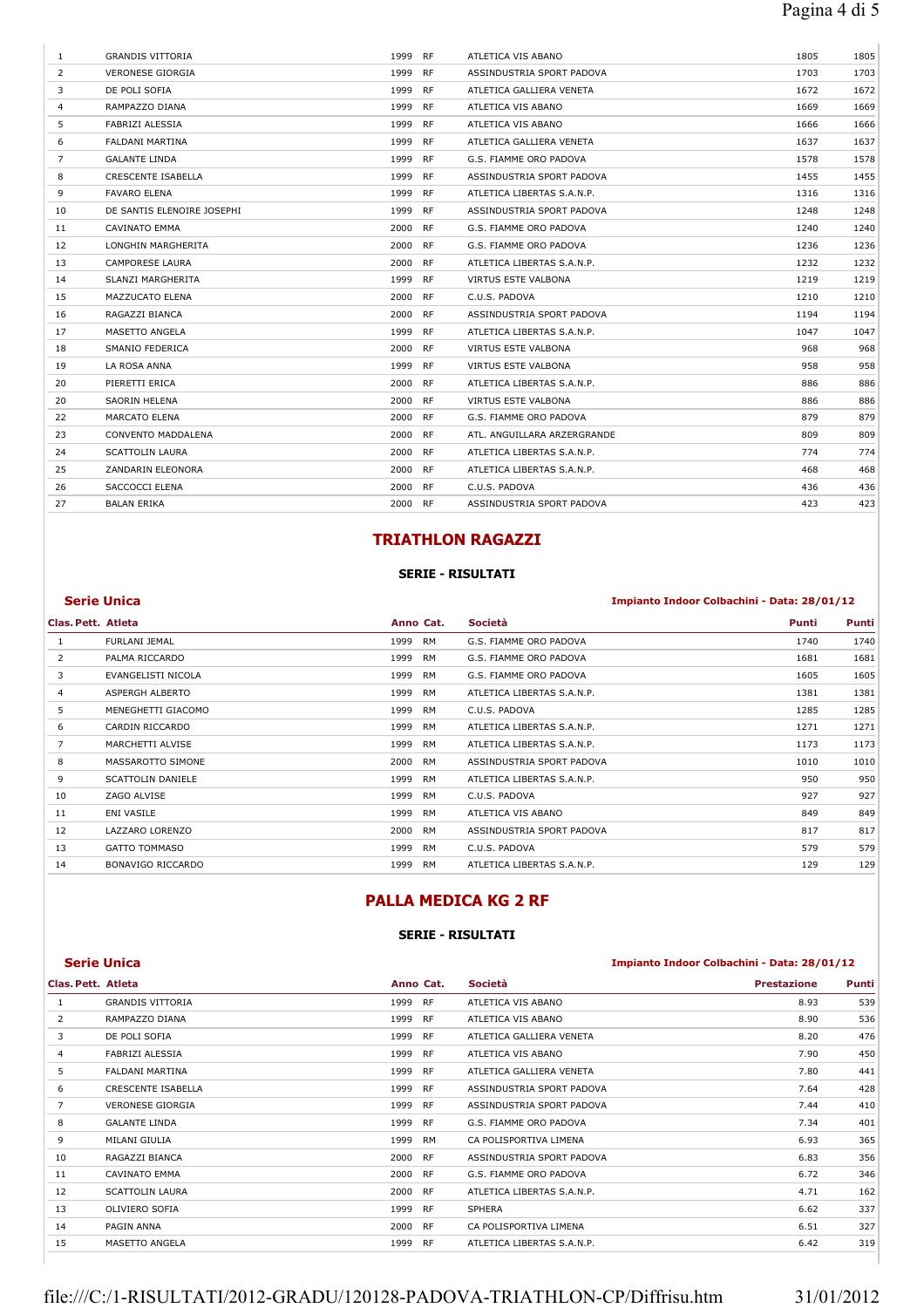| Clas. | Pett. | Atleta | Anno | Cat. | Società | Punti | Punti |
|---|---|---|---|---|---|---|---|
| 1 | | GRANDIS VITTORIA | 1999 | RF | ATLETICA VIS ABANO | 1805 | 1805 |
| 2 | | VERONESE GIORGIA | 1999 | RF | ASSINDUSTRIA SPORT PADOVA | 1703 | 1703 |
| 3 | | DE POLI SOFIA | 1999 | RF | ATLETICA GALLIERA VENETA | 1672 | 1672 |
| 4 | | RAMPAZZO DIANA | 1999 | RF | ATLETICA VIS ABANO | 1669 | 1669 |
| 5 | | FABRIZI ALESSIA | 1999 | RF | ATLETICA VIS ABANO | 1666 | 1666 |
| 6 | | FALDANI MARTINA | 1999 | RF | ATLETICA GALLIERA VENETA | 1637 | 1637 |
| 7 | | GALANTE LINDA | 1999 | RF | G.S. FIAMME ORO PADOVA | 1578 | 1578 |
| 8 | | CRESCENTE ISABELLA | 1999 | RF | ASSINDUSTRIA SPORT PADOVA | 1455 | 1455 |
| 9 | | FAVARO ELENA | 1999 | RF | ATLETICA LIBERTAS S.A.N.P. | 1316 | 1316 |
| 10 | | DE SANTIS ELENOIRE JOSEPHI | 1999 | RF | ASSINDUSTRIA SPORT PADOVA | 1248 | 1248 |
| 11 | | CAVINATO EMMA | 2000 | RF | G.S. FIAMME ORO PADOVA | 1240 | 1240 |
| 12 | | LONGHIN MARGHERITA | 2000 | RF | G.S. FIAMME ORO PADOVA | 1236 | 1236 |
| 13 | | CAMPORESE LAURA | 2000 | RF | ATLETICA LIBERTAS S.A.N.P. | 1232 | 1232 |
| 14 | | SLANZI MARGHERITA | 1999 | RF | VIRTUS ESTE VALBONA | 1219 | 1219 |
| 15 | | MAZZUCATO ELENA | 2000 | RF | C.U.S. PADOVA | 1210 | 1210 |
| 16 | | RAGAZZI BIANCA | 2000 | RF | ASSINDUSTRIA SPORT PADOVA | 1194 | 1194 |
| 17 | | MASETTO ANGELA | 1999 | RF | ATLETICA LIBERTAS S.A.N.P. | 1047 | 1047 |
| 18 | | SMANIO FEDERICA | 2000 | RF | VIRTUS ESTE VALBONA | 968 | 968 |
| 19 | | LA ROSA ANNA | 1999 | RF | VIRTUS ESTE VALBONA | 958 | 958 |
| 20 | | PIERETTI ERICA | 2000 | RF | ATLETICA LIBERTAS S.A.N.P. | 886 | 886 |
| 20 | | SAORIN HELENA | 2000 | RF | VIRTUS ESTE VALBONA | 886 | 886 |
| 22 | | MARCATO ELENA | 2000 | RF | G.S. FIAMME ORO PADOVA | 879 | 879 |
| 23 | | CONVENTO MADDALENA | 2000 | RF | ATL. ANGUILLARA ARZERGRANDE | 809 | 809 |
| 24 | | SCATTOLIN LAURA | 2000 | RF | ATLETICA LIBERTAS S.A.N.P. | 774 | 774 |
| 25 | | ZANDARIN ELEONORA | 2000 | RF | ATLETICA LIBERTAS S.A.N.P. | 468 | 468 |
| 26 | | SACCOCCI ELENA | 2000 | RF | C.U.S. PADOVA | 436 | 436 |
| 27 | | BALAN ERIKA | 2000 | RF | ASSINDUSTRIA SPORT PADOVA | 423 | 423 |

## TRIATHLON RAGAZZI

**SERIE - RISULTATI**

**Serie Unica** — **Impianto Indoor Colbachini - Data: 28/01/12**

| Clas. | Pett. | Atleta | Anno | Cat. | Società | Punti | Punti |
|---|---|---|---|---|---|---|---|
| 1 | | FURLANI JEMAL | 1999 | RM | G.S. FIAMME ORO PADOVA | 1740 | 1740 |
| 2 | | PALMA RICCARDO | 1999 | RM | G.S. FIAMME ORO PADOVA | 1681 | 1681 |
| 3 | | EVANGELISTI NICOLA | 1999 | RM | G.S. FIAMME ORO PADOVA | 1605 | 1605 |
| 4 | | ASPERGH ALBERTO | 1999 | RM | ATLETICA LIBERTAS S.A.N.P. | 1381 | 1381 |
| 5 | | MENEGHETTI GIACOMO | 1999 | RM | C.U.S. PADOVA | 1285 | 1285 |
| 6 | | CARDIN RICCARDO | 1999 | RM | ATLETICA LIBERTAS S.A.N.P. | 1271 | 1271 |
| 7 | | MARCHETTI ALVISE | 1999 | RM | ATLETICA LIBERTAS S.A.N.P. | 1173 | 1173 |
| 8 | | MASSAROTTO SIMONE | 2000 | RM | ASSINDUSTRIA SPORT PADOVA | 1010 | 1010 |
| 9 | | SCATTOLIN DANIELE | 1999 | RM | ATLETICA LIBERTAS S.A.N.P. | 950 | 950 |
| 10 | | ZAGO ALVISE | 1999 | RM | C.U.S. PADOVA | 927 | 927 |
| 11 | | ENI VASILE | 1999 | RM | ATLETICA VIS ABANO | 849 | 849 |
| 12 | | LAZZARO LORENZO | 2000 | RM | ASSINDUSTRIA SPORT PADOVA | 817 | 817 |
| 13 | | GATTO TOMMASO | 1999 | RM | C.U.S. PADOVA | 579 | 579 |
| 14 | | BONAVIGO RICCARDO | 1999 | RM | ATLETICA LIBERTAS S.A.N.P. | 129 | 129 |

## PALLA MEDICA KG 2 RF

**SERIE - RISULTATI**

**Serie Unica** — **Impianto Indoor Colbachini - Data: 28/01/12**

| Clas. | Pett. | Atleta | Anno | Cat. | Società | Prestazione | Punti |
|---|---|---|---|---|---|---|---|
| 1 | | GRANDIS VITTORIA | 1999 | RF | ATLETICA VIS ABANO | 8.93 | 539 |
| 2 | | RAMPAZZO DIANA | 1999 | RF | ATLETICA VIS ABANO | 8.90 | 536 |
| 3 | | DE POLI SOFIA | 1999 | RF | ATLETICA GALLIERA VENETA | 8.20 | 476 |
| 4 | | FABRIZI ALESSIA | 1999 | RF | ATLETICA VIS ABANO | 7.90 | 450 |
| 5 | | FALDANI MARTINA | 1999 | RF | ATLETICA GALLIERA VENETA | 7.80 | 441 |
| 6 | | CRESCENTE ISABELLA | 1999 | RF | ASSINDUSTRIA SPORT PADOVA | 7.64 | 428 |
| 7 | | VERONESE GIORGIA | 1999 | RF | ASSINDUSTRIA SPORT PADOVA | 7.44 | 410 |
| 8 | | GALANTE LINDA | 1999 | RF | G.S. FIAMME ORO PADOVA | 7.34 | 401 |
| 9 | | MILANI GIULIA | 1999 | RM | CA POLISPORTIVA LIMENA | 6.93 | 365 |
| 10 | | RAGAZZI BIANCA | 2000 | RF | ASSINDUSTRIA SPORT PADOVA | 6.83 | 356 |
| 11 | | CAVINATO EMMA | 2000 | RF | G.S. FIAMME ORO PADOVA | 6.72 | 346 |
| 12 | | SCATTOLIN LAURA | 2000 | RF | ATLETICA LIBERTAS S.A.N.P. | 4.71 | 162 |
| 13 | | OLIVIERO SOFIA | 1999 | RF | SPHERA | 6.62 | 337 |
| 14 | | PAGIN ANNA | 2000 | RF | CA POLISPORTIVA LIMENA | 6.51 | 327 |
| 15 | | MASETTO ANGELA | 1999 | RF | ATLETICA LIBERTAS S.A.N.P. | 6.42 | 319 |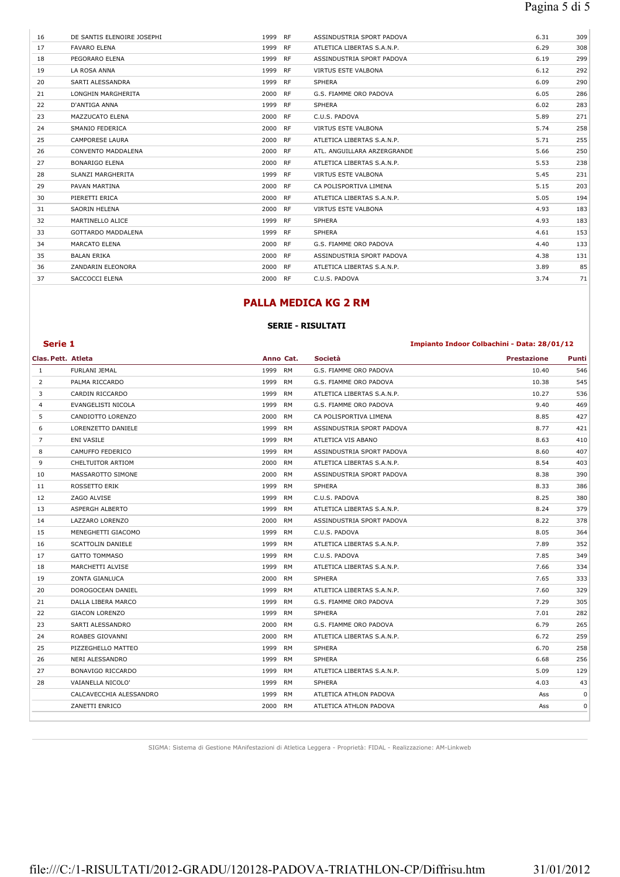| | | | | | | |
|---|---|---|---|---|---|---|
| 16 | DE SANTIS ELENOIRE JOSEPHI | 1999 | RF | ASSINDUSTRIA SPORT PADOVA | 6.31 | 309 |
| 17 | FAVARO ELENA | 1999 | RF | ATLETICA LIBERTAS S.A.N.P. | 6.29 | 308 |
| 18 | PEGORARO ELENA | 1999 | RF | ASSINDUSTRIA SPORT PADOVA | 6.19 | 299 |
| 19 | LA ROSA ANNA | 1999 | RF | VIRTUS ESTE VALBONA | 6.12 | 292 |
| 20 | SARTI ALESSANDRA | 1999 | RF | SPHERA | 6.09 | 290 |
| 21 | LONGHIN MARGHERITA | 2000 | RF | G.S. FIAMME ORO PADOVA | 6.05 | 286 |
| 22 | D'ANTIGA ANNA | 1999 | RF | SPHERA | 6.02 | 283 |
| 23 | MAZZUCATO ELENA | 2000 | RF | C.U.S. PADOVA | 5.89 | 271 |
| 24 | SMANIO FEDERICA | 2000 | RF | VIRTUS ESTE VALBONA | 5.74 | 258 |
| 25 | CAMPORESE LAURA | 2000 | RF | ATLETICA LIBERTAS S.A.N.P. | 5.71 | 255 |
| 26 | CONVENTO MADDALENA | 2000 | RF | ATL. ANGUILLARA ARZERGRANDE | 5.66 | 250 |
| 27 | BONARIGO ELENA | 2000 | RF | ATLETICA LIBERTAS S.A.N.P. | 5.53 | 238 |
| 28 | SLANZI MARGHERITA | 1999 | RF | VIRTUS ESTE VALBONA | 5.45 | 231 |
| 29 | PAVAN MARTINA | 2000 | RF | CA POLISPORTIVA LIMENA | 5.15 | 203 |
| 30 | PIERETTI ERICA | 2000 | RF | ATLETICA LIBERTAS S.A.N.P. | 5.05 | 194 |
| 31 | SAORIN HELENA | 2000 | RF | VIRTUS ESTE VALBONA | 4.93 | 183 |
| 32 | MARTINELLO ALICE | 1999 | RF | SPHERA | 4.93 | 183 |
| 33 | GOTTARDO MADDALENA | 1999 | RF | SPHERA | 4.61 | 153 |
| 34 | MARCATO ELENA | 2000 | RF | G.S. FIAMME ORO PADOVA | 4.40 | 133 |
| 35 | BALAN ERIKA | 2000 | RF | ASSINDUSTRIA SPORT PADOVA | 4.38 | 131 |
| 36 | ZANDARIN ELEONORA | 2000 | RF | ATLETICA LIBERTAS S.A.N.P. | 3.89 | 85 |
| 37 | SACCOCCI ELENA | 2000 | RF | C.U.S. PADOVA | 3.74 | 71 |

## PALLA MEDICA KG 2 RM

### SERIE - RISULTATI

**Serie 1** — **Impianto Indoor Colbachini - Data: 28/01/12**

| Clas. Pett. | Atleta | Anno | Cat. | Società | Prestazione | Punti |
|---|---|---|---|---|---|---|
| 1 | FURLANI JEMAL | 1999 | RM | G.S. FIAMME ORO PADOVA | 10.40 | 546 |
| 2 | PALMA RICCARDO | 1999 | RM | G.S. FIAMME ORO PADOVA | 10.38 | 545 |
| 3 | CARDIN RICCARDO | 1999 | RM | ATLETICA LIBERTAS S.A.N.P. | 10.27 | 536 |
| 4 | EVANGELISTI NICOLA | 1999 | RM | G.S. FIAMME ORO PADOVA | 9.40 | 469 |
| 5 | CANDIOTTO LORENZO | 2000 | RM | CA POLISPORTIVA LIMENA | 8.85 | 427 |
| 6 | LORENZETTO DANIELE | 1999 | RM | ASSINDUSTRIA SPORT PADOVA | 8.77 | 421 |
| 7 | ENI VASILE | 1999 | RM | ATLETICA VIS ABANO | 8.63 | 410 |
| 8 | CAMUFFO FEDERICO | 1999 | RM | ASSINDUSTRIA SPORT PADOVA | 8.60 | 407 |
| 9 | CHELTUITOR ARTIOM | 2000 | RM | ATLETICA LIBERTAS S.A.N.P. | 8.54 | 403 |
| 10 | MASSAROTTO SIMONE | 2000 | RM | ASSINDUSTRIA SPORT PADOVA | 8.38 | 390 |
| 11 | ROSSETTO ERIK | 1999 | RM | SPHERA | 8.33 | 386 |
| 12 | ZAGO ALVISE | 1999 | RM | C.U.S. PADOVA | 8.25 | 380 |
| 13 | ASPERGH ALBERTO | 1999 | RM | ATLETICA LIBERTAS S.A.N.P. | 8.24 | 379 |
| 14 | LAZZARO LORENZO | 2000 | RM | ASSINDUSTRIA SPORT PADOVA | 8.22 | 378 |
| 15 | MENEGHETTI GIACOMO | 1999 | RM | C.U.S. PADOVA | 8.05 | 364 |
| 16 | SCATTOLIN DANIELE | 1999 | RM | ATLETICA LIBERTAS S.A.N.P. | 7.89 | 352 |
| 17 | GATTO TOMMASO | 1999 | RM | C.U.S. PADOVA | 7.85 | 349 |
| 18 | MARCHETTI ALVISE | 1999 | RM | ATLETICA LIBERTAS S.A.N.P. | 7.66 | 334 |
| 19 | ZONTA GIANLUCA | 2000 | RM | SPHERA | 7.65 | 333 |
| 20 | DOROGOCEAN DANIEL | 1999 | RM | ATLETICA LIBERTAS S.A.N.P. | 7.60 | 329 |
| 21 | DALLA LIBERA MARCO | 1999 | RM | G.S. FIAMME ORO PADOVA | 7.29 | 305 |
| 22 | GIACON LORENZO | 1999 | RM | SPHERA | 7.01 | 282 |
| 23 | SARTI ALESSANDRO | 2000 | RM | G.S. FIAMME ORO PADOVA | 6.79 | 265 |
| 24 | ROABES GIOVANNI | 2000 | RM | ATLETICA LIBERTAS S.A.N.P. | 6.72 | 259 |
| 25 | PIZZEGHELLO MATTEO | 1999 | RM | SPHERA | 6.70 | 258 |
| 26 | NERI ALESSANDRO | 1999 | RM | SPHERA | 6.68 | 256 |
| 27 | BONAVIGO RICCARDO | 1999 | RM | ATLETICA LIBERTAS S.A.N.P. | 5.09 | 129 |
| 28 | VAIANELLA NICOLO' | 1999 | RM | SPHERA | 4.03 | 43 |
| | CALCAVECCHIA ALESSANDRO | 1999 | RM | ATLETICA ATHLON PADOVA | Ass | 0 |
| | ZANETTI ENRICO | 2000 | RM | ATLETICA ATHLON PADOVA | Ass | 0 |

SIGMA: Sistema di Gestione MAnifestazioni di Atletica Leggera - Proprietà: FIDAL - Realizzazione: AM-Linkweb